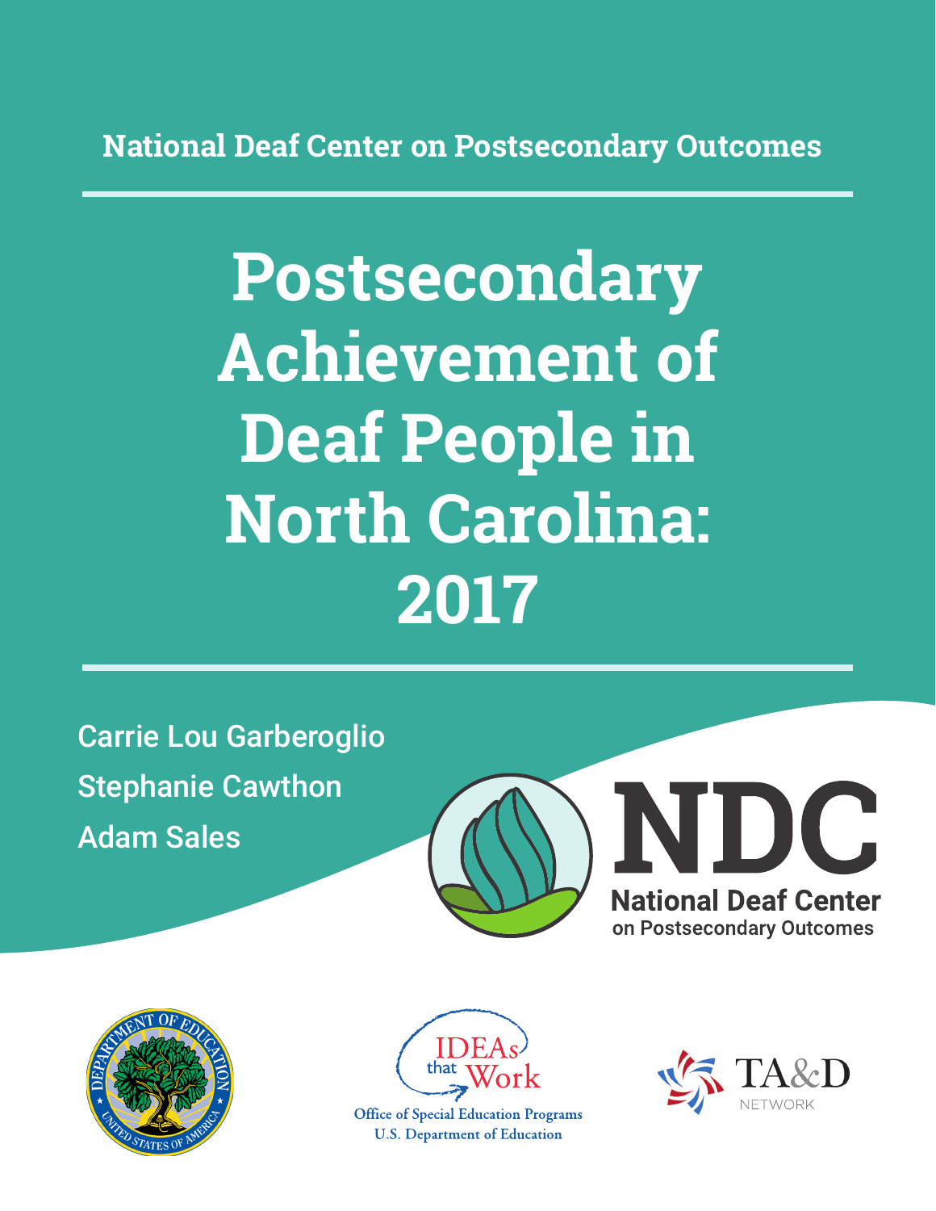National Deaf Center on Postsecondary Outcomes

# Postsecondary Achievement of Deaf People in North Carolina: 2017

Carrie Lou Garberoglio

Stephanie Cawthon

Adam Sales

NDC

National Deaf Center on Postsecondary Outcomes

IDEAs that Work

Office of Special Education Programs
U.S. Department of Education

TA&D NETWORK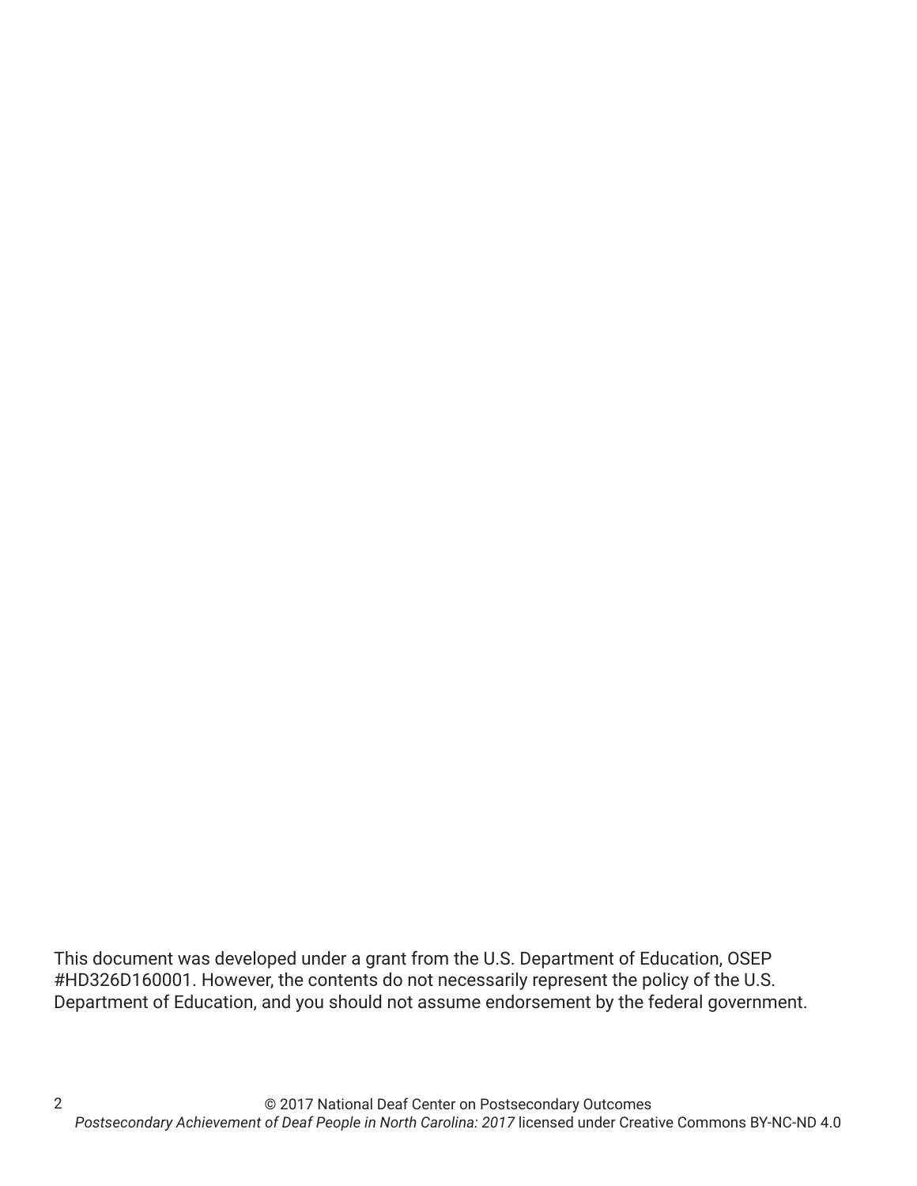This document was developed under a grant from the U.S. Department of Education, OSEP #HD326D160001. However, the contents do not necessarily represent the policy of the U.S. Department of Education, and you should not assume endorsement by the federal government.

© 2017 National Deaf Center on Postsecondary Outcomes
*Postsecondary Achievement of Deaf People in North Carolina: 2017* licensed under Creative Commons BY-NC-ND 4.0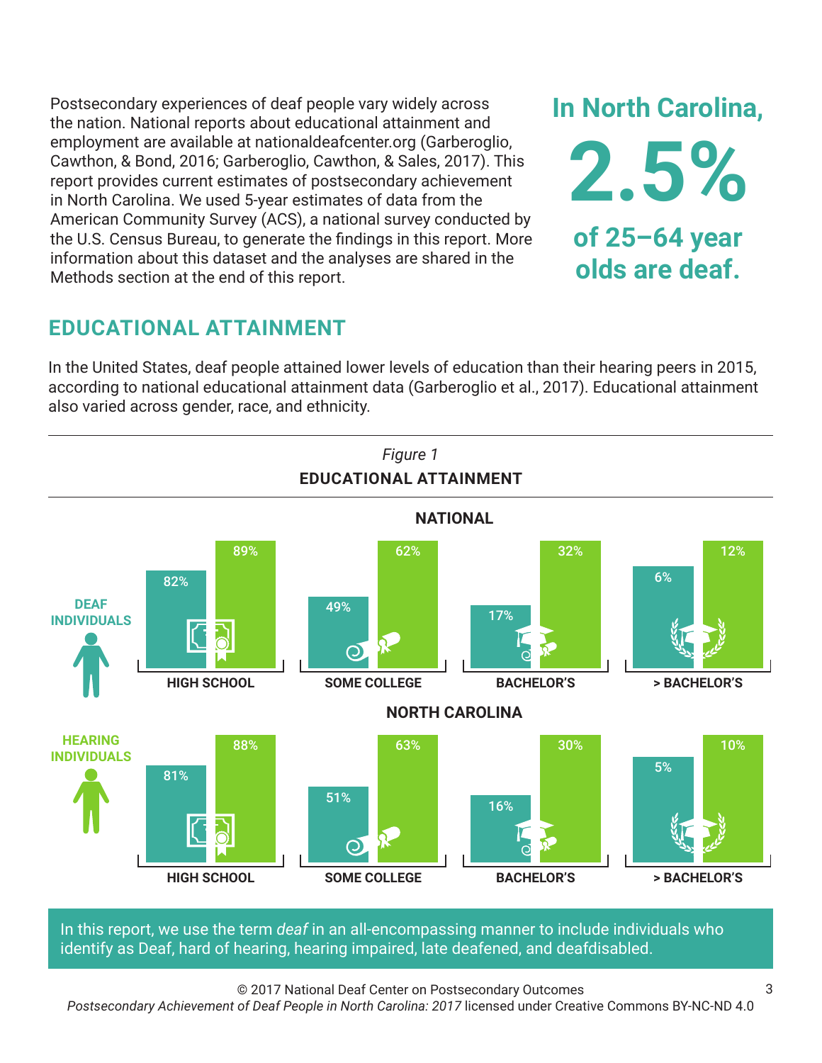Postsecondary experiences of deaf people vary widely across the nation. National reports about educational attainment and employment are available at nationaldeafcenter.org (Garberoglio, Cawthon, & Bond, 2016; Garberoglio, Cawthon, & Sales, 2017). This report provides current estimates of postsecondary achievement in North Carolina. We used 5-year estimates of data from the American Community Survey (ACS), a national survey conducted by the U.S. Census Bureau, to generate the findings in this report. More information about this dataset and the analyses are shared in the Methods section at the end of this report.

**In North Carolina, 2.5% of 25–64 year olds are deaf.**

## EDUCATIONAL ATTAINMENT

In the United States, deaf people attained lower levels of education than their hearing peers in 2015, according to national educational attainment data (Garberoglio et al., 2017). Educational attainment also varied across gender, race, and ethnicity.

*Figure 1*

**EDUCATIONAL ATTAINMENT**

**NATIONAL**

| | HIGH SCHOOL | SOME COLLEGE | BACHELOR'S | > BACHELOR'S |
|---|---|---|---|---|
| Deaf Individuals | 82% | 49% | 17% | 6% |
| Hearing Individuals | 89% | 62% | 32% | 12% |

**NORTH CAROLINA**

| | HIGH SCHOOL | SOME COLLEGE | BACHELOR'S | > BACHELOR'S |
|---|---|---|---|---|
| Deaf Individuals | 81% | 51% | 16% | 5% |
| Hearing Individuals | 88% | 63% | 30% | 10% |

In this report, we use the term *deaf* in an all-encompassing manner to include individuals who identify as Deaf, hard of hearing, hearing impaired, late deafened, and deafdisabled.

© 2017 National Deaf Center on Postsecondary Outcomes
*Postsecondary Achievement of Deaf People in North Carolina: 2017* licensed under Creative Commons BY-NC-ND 4.0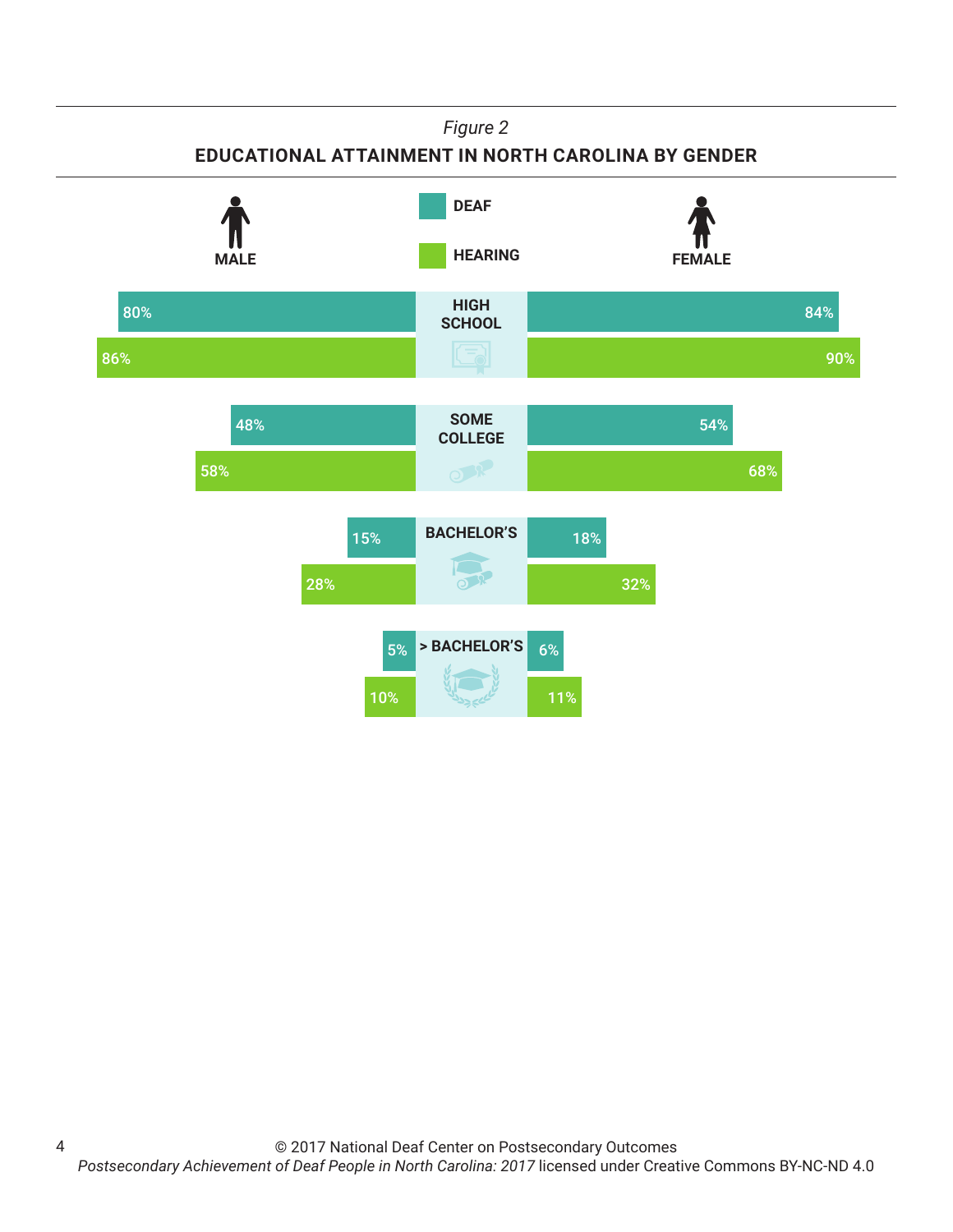*Figure 2*

**EDUCATIONAL ATTAINMENT IN NORTH CAROLINA BY GENDER**

| | MALE – DEAF | MALE – HEARING | FEMALE – DEAF | FEMALE – HEARING |
|---|---|---|---|---|
| HIGH SCHOOL | 80% | 86% | 84% | 90% |
| SOME COLLEGE | 48% | 58% | 54% | 68% |
| BACHELOR'S | 15% | 28% | 18% | 32% |
| > BACHELOR'S | 5% | 10% | 6% | 11% |

© 2017 National Deaf Center on Postsecondary Outcomes
*Postsecondary Achievement of Deaf People in North Carolina: 2017* licensed under Creative Commons BY-NC-ND 4.0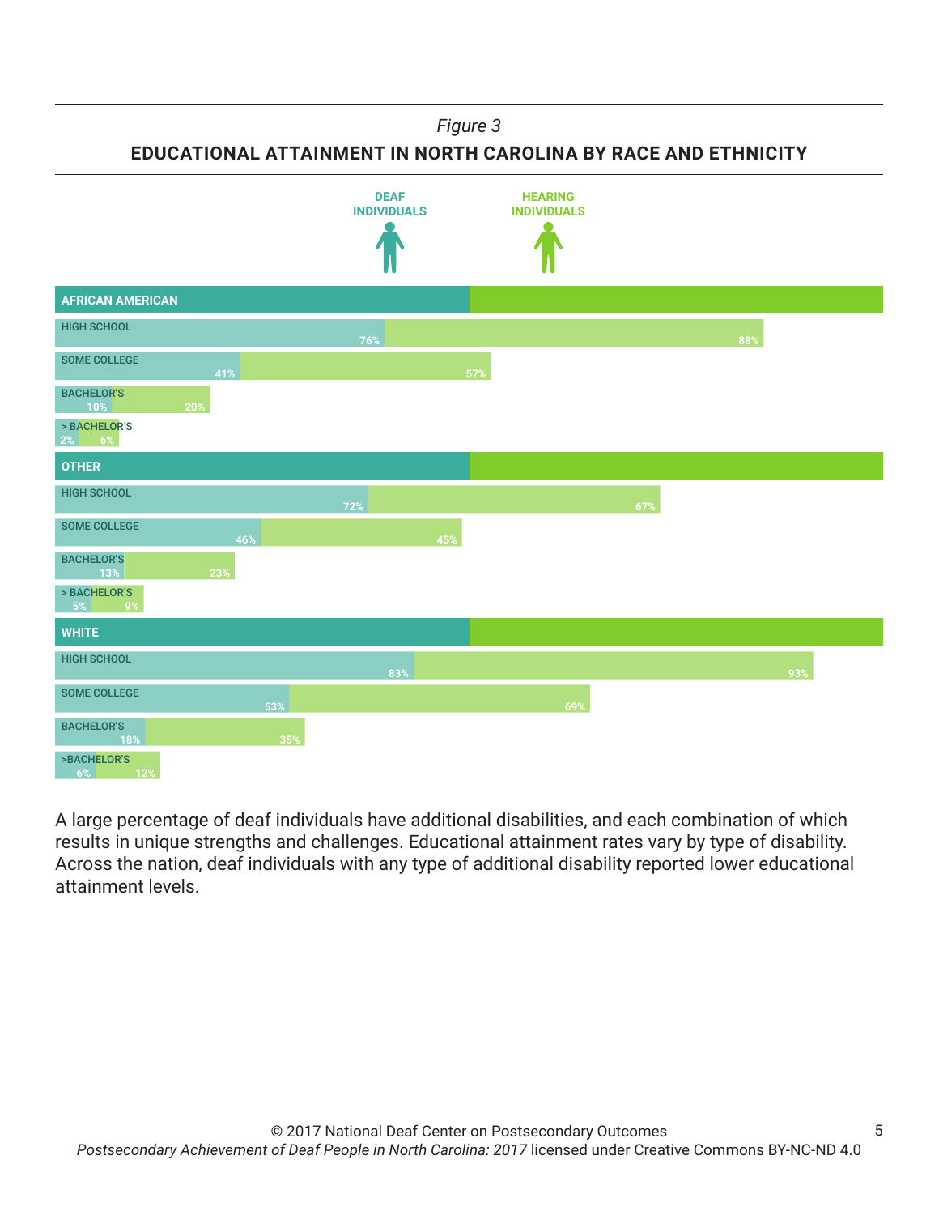*Figure 3*

**EDUCATIONAL ATTAINMENT IN NORTH CAROLINA BY RACE AND ETHNICITY**

| | DEAF INDIVIDUALS | HEARING INDIVIDUALS |
|---|---|---|
| **AFRICAN AMERICAN** | | |
| HIGH SCHOOL | 76% | 88% |
| SOME COLLEGE | 41% | 57% |
| BACHELOR'S | 10% | 20% |
| > BACHELOR'S | 2% | 6% |
| **OTHER** | | |
| HIGH SCHOOL | 72% | 67% |
| SOME COLLEGE | 46% | 45% |
| BACHELOR'S | 13% | 23% |
| > BACHELOR'S | 5% | 9% |
| **WHITE** | | |
| HIGH SCHOOL | 83% | 93% |
| SOME COLLEGE | 53% | 69% |
| BACHELOR'S | 18% | 35% |
| >BACHELOR'S | 6% | 12% |

A large percentage of deaf individuals have additional disabilities, and each combination of which results in unique strengths and challenges. Educational attainment rates vary by type of disability. Across the nation, deaf individuals with any type of additional disability reported lower educational attainment levels.

© 2017 National Deaf Center on Postsecondary Outcomes
*Postsecondary Achievement of Deaf People in North Carolina: 2017* licensed under Creative Commons BY-NC-ND 4.0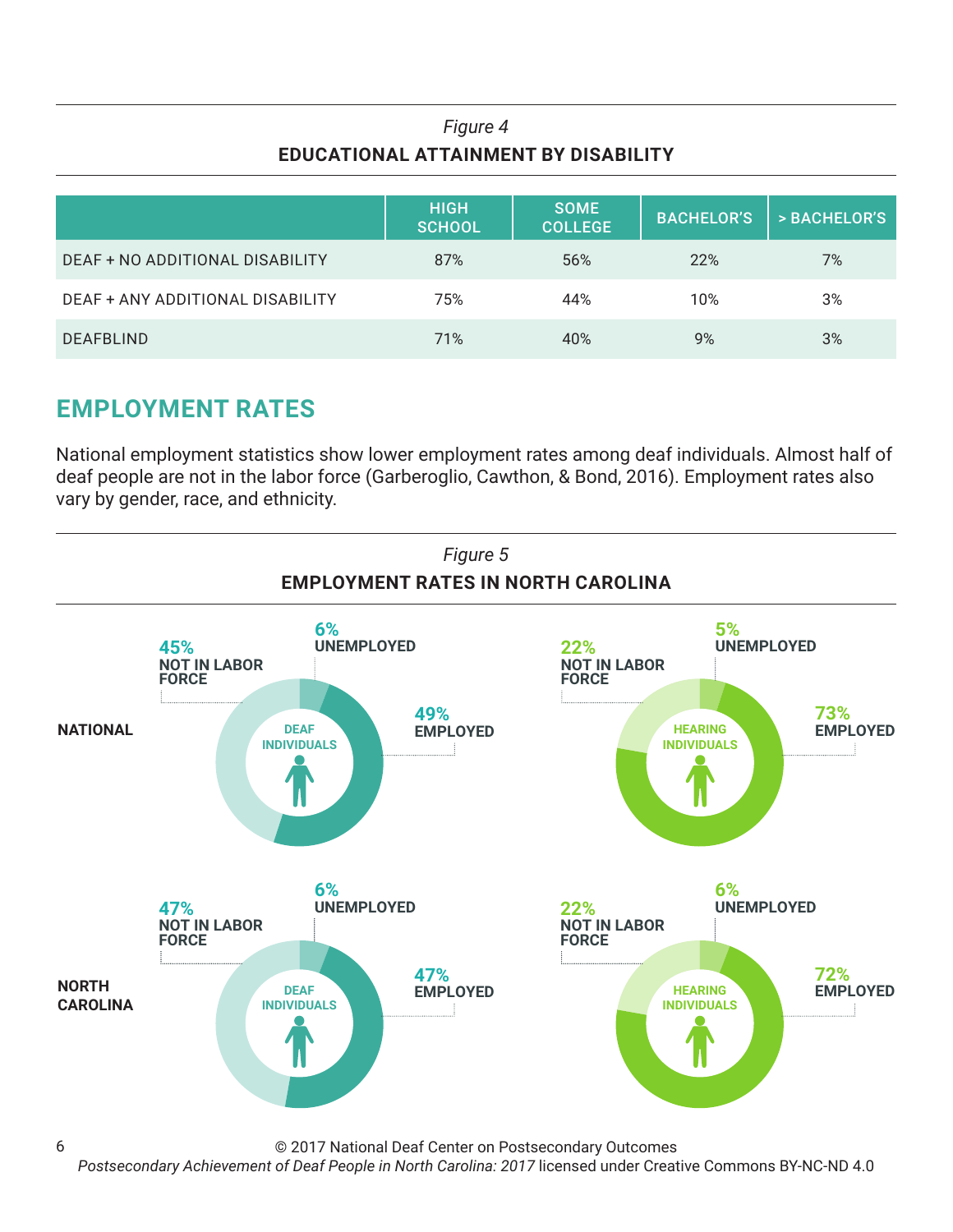*Figure 4*

**EDUCATIONAL ATTAINMENT BY DISABILITY**

| | HIGH SCHOOL | SOME COLLEGE | BACHELOR'S | > BACHELOR'S |
|---|---|---|---|---|
| DEAF + NO ADDITIONAL DISABILITY | 87% | 56% | 22% | 7% |
| DEAF + ANY ADDITIONAL DISABILITY | 75% | 44% | 10% | 3% |
| DEAFBLIND | 71% | 40% | 9% | 3% |

## EMPLOYMENT RATES

National employment statistics show lower employment rates among deaf individuals. Almost half of deaf people are not in the labor force (Garberoglio, Cawthon, & Bond, 2016). Employment rates also vary by gender, race, and ethnicity.

*Figure 5*

**EMPLOYMENT RATES IN NORTH CAROLINA**

| | | EMPLOYED | UNEMPLOYED | NOT IN LABOR FORCE |
|---|---|---|---|---|
| NATIONAL | DEAF INDIVIDUALS | 49% | 6% | 45% |
| NATIONAL | HEARING INDIVIDUALS | 73% | 5% | 22% |
| NORTH CAROLINA | DEAF INDIVIDUALS | 47% | 6% | 47% |
| NORTH CAROLINA | HEARING INDIVIDUALS | 72% | 6% | 22% |

© 2017 National Deaf Center on Postsecondary Outcomes
*Postsecondary Achievement of Deaf People in North Carolina: 2017* licensed under Creative Commons BY-NC-ND 4.0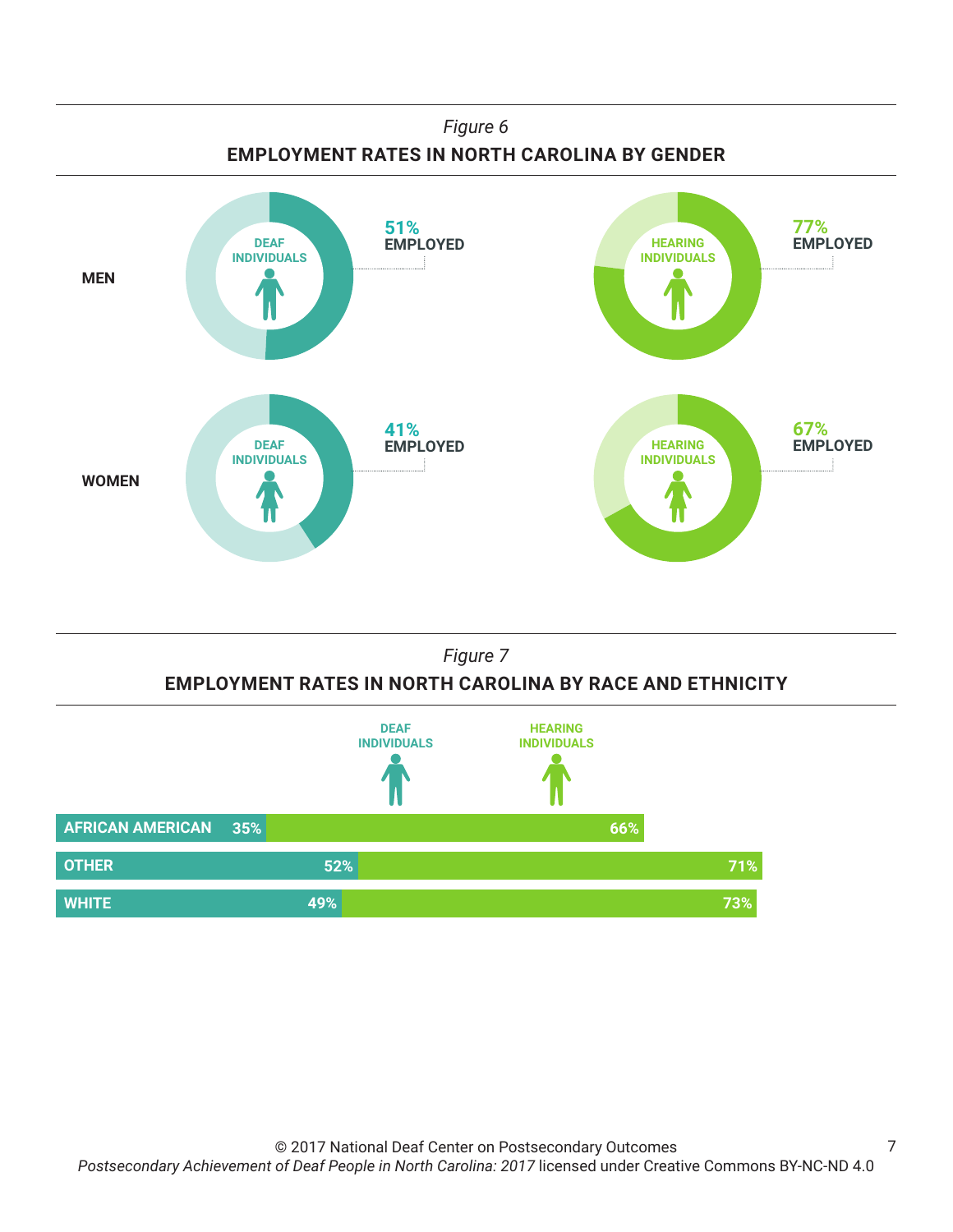*Figure 6*

**EMPLOYMENT RATES IN NORTH CAROLINA BY GENDER**

| | DEAF INDIVIDUALS | HEARING INDIVIDUALS |
|---|---|---|
| **MEN** | 51% EMPLOYED | 77% EMPLOYED |
| **WOMEN** | 41% EMPLOYED | 67% EMPLOYED |

*Figure 7*

**EMPLOYMENT RATES IN NORTH CAROLINA BY RACE AND ETHNICITY**

| | DEAF INDIVIDUALS | HEARING INDIVIDUALS |
|---|---|---|
| AFRICAN AMERICAN | 35% | 66% |
| OTHER | 52% | 71% |
| WHITE | 49% | 73% |

© 2017 National Deaf Center on Postsecondary Outcomes
*Postsecondary Achievement of Deaf People in North Carolina: 2017* licensed under Creative Commons BY-NC-ND 4.0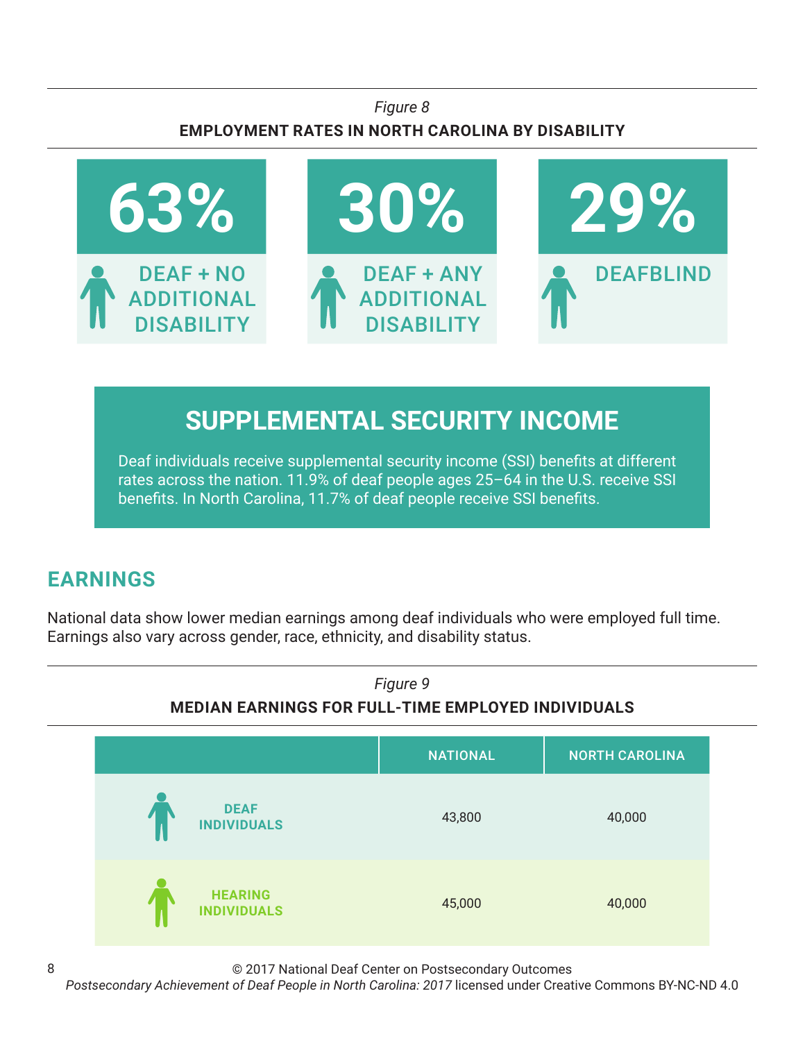*Figure 8*

**EMPLOYMENT RATES IN NORTH CAROLINA BY DISABILITY**

| 63% | 30% | 29% |
|---|---|---|
| DEAF + NO ADDITIONAL DISABILITY | DEAF + ANY ADDITIONAL DISABILITY | DEAFBLIND |

## SUPPLEMENTAL SECURITY INCOME

Deaf individuals receive supplemental security income (SSI) benefits at different rates across the nation. 11.9% of deaf people ages 25–64 in the U.S. receive SSI benefits. In North Carolina, 11.7% of deaf people receive SSI benefits.

## EARNINGS

National data show lower median earnings among deaf individuals who were employed full time. Earnings also vary across gender, race, ethnicity, and disability status.

*Figure 9*

**MEDIAN EARNINGS FOR FULL-TIME EMPLOYED INDIVIDUALS**

| | NATIONAL | NORTH CAROLINA |
|---|---|---|
| DEAF INDIVIDUALS | 43,800 | 40,000 |
| HEARING INDIVIDUALS | 45,000 | 40,000 |

© 2017 National Deaf Center on Postsecondary Outcomes
*Postsecondary Achievement of Deaf People in North Carolina: 2017* licensed under Creative Commons BY-NC-ND 4.0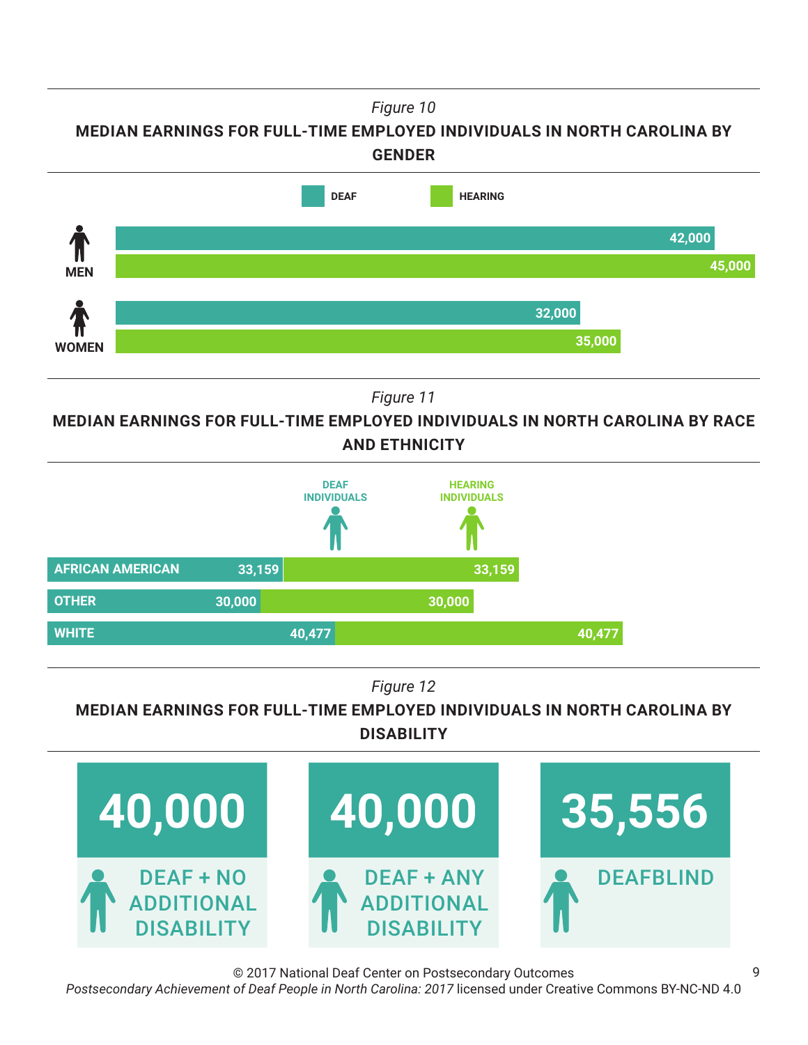*Figure 10*

**MEDIAN EARNINGS FOR FULL-TIME EMPLOYED INDIVIDUALS IN NORTH CAROLINA BY GENDER**

| | DEAF | HEARING |
|---|---|---|
| MEN | 42,000 | 45,000 |
| WOMEN | 32,000 | 35,000 |

*Figure 11*

**MEDIAN EARNINGS FOR FULL-TIME EMPLOYED INDIVIDUALS IN NORTH CAROLINA BY RACE AND ETHNICITY**

| | DEAF INDIVIDUALS | HEARING INDIVIDUALS |
|---|---|---|
| AFRICAN AMERICAN | 33,159 | 33,159 |
| OTHER | 30,000 | 30,000 |
| WHITE | 40,477 | 40,477 |

*Figure 12*

**MEDIAN EARNINGS FOR FULL-TIME EMPLOYED INDIVIDUALS IN NORTH CAROLINA BY DISABILITY**

| DEAF + NO ADDITIONAL DISABILITY | DEAF + ANY ADDITIONAL DISABILITY | DEAFBLIND |
|---|---|---|
| 40,000 | 40,000 | 35,556 |

© 2017 National Deaf Center on Postsecondary Outcomes
*Postsecondary Achievement of Deaf People in North Carolina: 2017* licensed under Creative Commons BY-NC-ND 4.0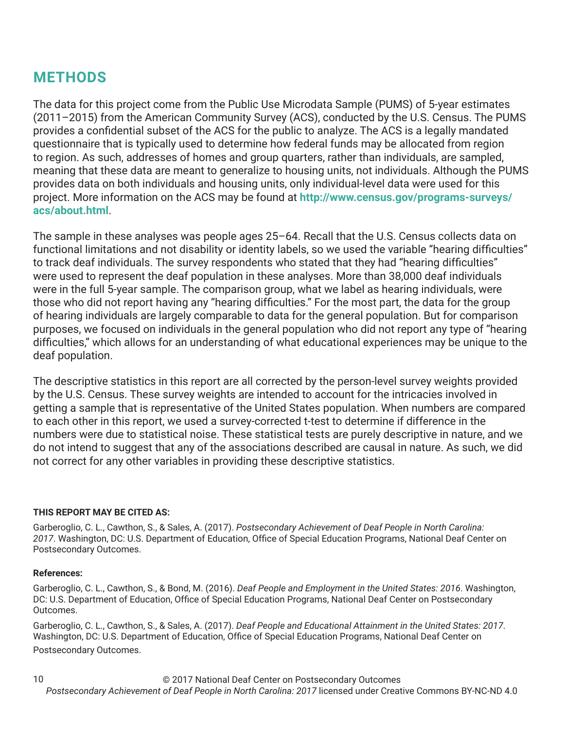## METHODS

The data for this project come from the Public Use Microdata Sample (PUMS) of 5-year estimates (2011–2015) from the American Community Survey (ACS), conducted by the U.S. Census. The PUMS provides a confidential subset of the ACS for the public to analyze. The ACS is a legally mandated questionnaire that is typically used to determine how federal funds may be allocated from region to region. As such, addresses of homes and group quarters, rather than individuals, are sampled, meaning that these data are meant to generalize to housing units, not individuals. Although the PUMS provides data on both individuals and housing units, only individual-level data were used for this project. More information on the ACS may be found at **http://www.census.gov/programs-surveys/acs/about.html**.

The sample in these analyses was people ages 25–64. Recall that the U.S. Census collects data on functional limitations and not disability or identity labels, so we used the variable "hearing difficulties" to track deaf individuals. The survey respondents who stated that they had "hearing difficulties" were used to represent the deaf population in these analyses. More than 38,000 deaf individuals were in the full 5-year sample. The comparison group, what we label as hearing individuals, were those who did not report having any "hearing difficulties." For the most part, the data for the group of hearing individuals are largely comparable to data for the general population. But for comparison purposes, we focused on individuals in the general population who did not report any type of "hearing difficulties," which allows for an understanding of what educational experiences may be unique to the deaf population.

The descriptive statistics in this report are all corrected by the person-level survey weights provided by the U.S. Census. These survey weights are intended to account for the intricacies involved in getting a sample that is representative of the United States population. When numbers are compared to each other in this report, we used a survey-corrected t-test to determine if difference in the numbers were due to statistical noise. These statistical tests are purely descriptive in nature, and we do not intend to suggest that any of the associations described are causal in nature. As such, we did not correct for any other variables in providing these descriptive statistics.

**THIS REPORT MAY BE CITED AS:**

Garberoglio, C. L., Cawthon, S., & Sales, A. (2017). *Postsecondary Achievement of Deaf People in North Carolina: 2017*. Washington, DC: U.S. Department of Education, Office of Special Education Programs, National Deaf Center on Postsecondary Outcomes.

**References:**

Garberoglio, C. L., Cawthon, S., & Bond, M. (2016). *Deaf People and Employment in the United States: 2016*. Washington, DC: U.S. Department of Education, Office of Special Education Programs, National Deaf Center on Postsecondary Outcomes.

Garberoglio, C. L., Cawthon, S., & Sales, A. (2017). *Deaf People and Educational Attainment in the United States: 2017*. Washington, DC: U.S. Department of Education, Office of Special Education Programs, National Deaf Center on Postsecondary Outcomes.

© 2017 National Deaf Center on Postsecondary Outcomes
*Postsecondary Achievement of Deaf People in North Carolina: 2017* licensed under Creative Commons BY-NC-ND 4.0